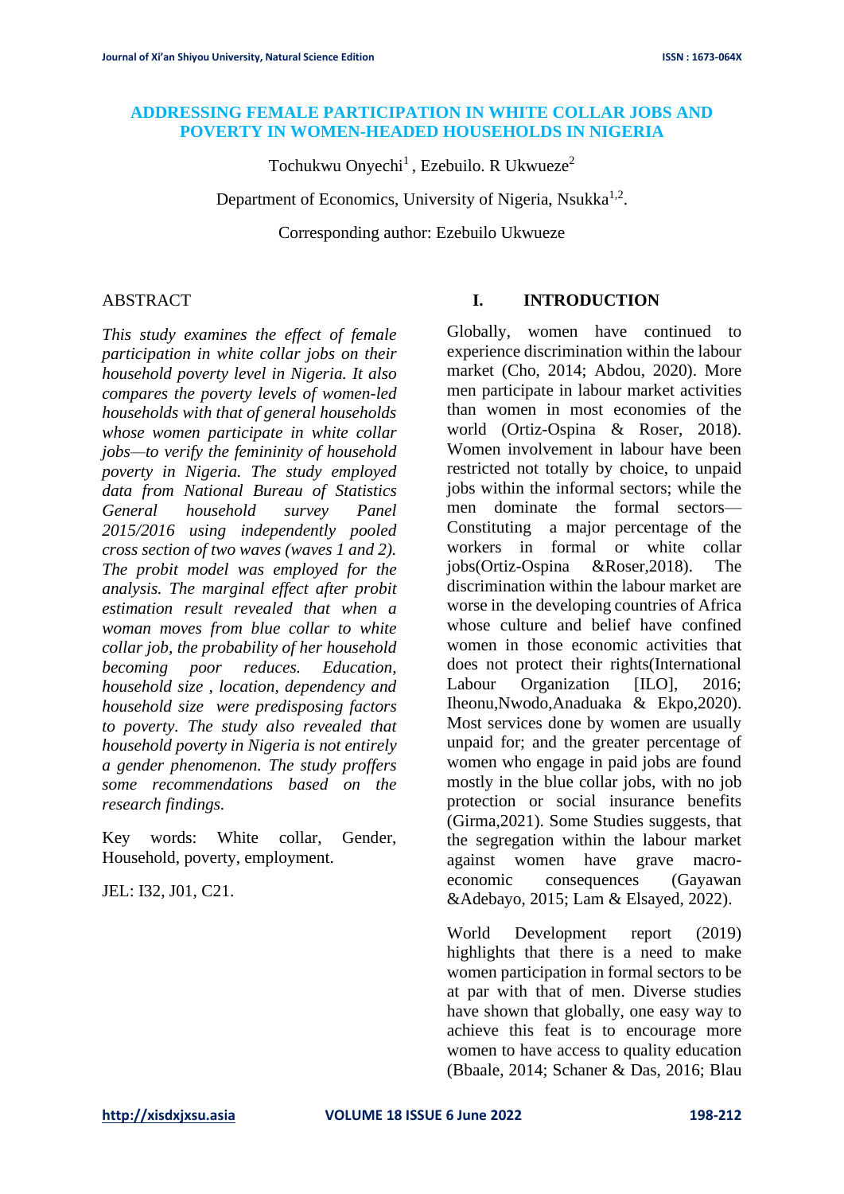# ADDRESSING FEMALE PARTICIPATION IN WHITE COLLAR JOBS AND POVERTY IN WOMEN-HEADED HOUSEHOLDS IN NIGERIA

Tochukwu Onyechi[1] , Ezebuilo. R Ukwueze[2]

Department of Economics, University of Nigeria, Nsukka[1,2].

Corresponding author: Ezebuilo Ukwueze

ABSTRACT

*This study examines the effect of female participation in white collar jobs on their household poverty level in Nigeria. It also compares the poverty levels of women-led households with that of general households whose women participate in white collar jobs—to verify the femininity of household poverty in Nigeria. The study employed data from National Bureau of Statistics General household survey Panel 2015/2016 using independently pooled cross section of two waves (waves 1 and 2). The probit model was employed for the analysis. The marginal effect after probit estimation result revealed that when a woman moves from blue collar to white collar job, the probability of her household becoming poor reduces. Education, household size , location, dependency and household size were predisposing factors to poverty. The study also revealed that household poverty in Nigeria is not entirely a gender phenomenon. The study proffers some recommendations based on the research findings.*

Key words: White collar, Gender, Household, poverty, employment.

JEL: I32, J01, C21.

## I. INTRODUCTION

Globally, women have continued to experience discrimination within the labour market (Cho, 2014; Abdou, 2020). More men participate in labour market activities than women in most economies of the world (Ortiz-Ospina & Roser, 2018). Women involvement in labour have been restricted not totally by choice, to unpaid jobs within the informal sectors; while the men dominate the formal sectors—Constituting a major percentage of the workers in formal or white collar jobs(Ortiz-Ospina &Roser,2018). The discrimination within the labour market are worse in the developing countries of Africa whose culture and belief have confined women in those economic activities that does not protect their rights(International Labour Organization [ILO], 2016; Iheonu,Nwodo,Anaduaka & Ekpo,2020). Most services done by women are usually unpaid for; and the greater percentage of women who engage in paid jobs are found mostly in the blue collar jobs, with no job protection or social insurance benefits (Girma,2021). Some Studies suggests, that the segregation within the labour market against women have grave macro-economic consequences (Gayawan &Adebayo, 2015; Lam & Elsayed, 2022).

World Development report (2019) highlights that there is a need to make women participation in formal sectors to be at par with that of men. Diverse studies have shown that globally, one easy way to achieve this feat is to encourage more women to have access to quality education (Bbaale, 2014; Schaner & Das, 2016; Blau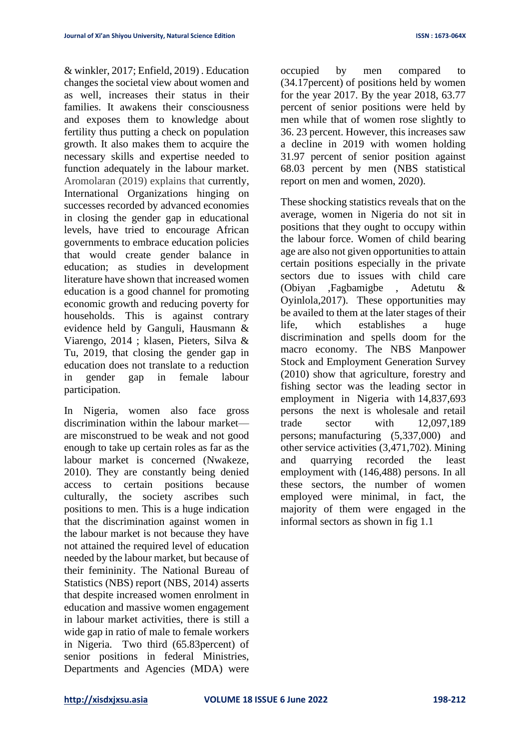& winkler, 2017; Enfield, 2019) . Education changes the societal view about women and as well, increases their status in their families. It awakens their consciousness and exposes them to knowledge about fertility thus putting a check on population growth. It also makes them to acquire the necessary skills and expertise needed to function adequately in the labour market. Aromolaran (2019) explains that currently, International Organizations hinging on successes recorded by advanced economies in closing the gender gap in educational levels, have tried to encourage African governments to embrace education policies that would create gender balance in education; as studies in development literature have shown that increased women education is a good channel for promoting economic growth and reducing poverty for households. This is against contrary evidence held by Ganguli, Hausmann & Viarengo, 2014 ; klasen, Pieters, Silva & Tu, 2019, that closing the gender gap in education does not translate to a reduction in gender gap in female labour participation.

In Nigeria, women also face gross discrimination within the labour market—are misconstrued to be weak and not good enough to take up certain roles as far as the labour market is concerned (Nwakeze, 2010). They are constantly being denied access to certain positions because culturally, the society ascribes such positions to men. This is a huge indication that the discrimination against women in the labour market is not because they have not attained the required level of education needed by the labour market, but because of their femininity. The National Bureau of Statistics (NBS) report (NBS, 2014) asserts that despite increased women enrolment in education and massive women engagement in labour market activities, there is still a wide gap in ratio of male to female workers in Nigeria. Two third (65.83percent) of senior positions in federal Ministries, Departments and Agencies (MDA) were occupied by men compared to (34.17percent) of positions held by women for the year 2017. By the year 2018, 63.77 percent of senior positions were held by men while that of women rose slightly to 36. 23 percent. However, this increases saw a decline in 2019 with women holding 31.97 percent of senior position against 68.03 percent by men (NBS statistical report on men and women, 2020).

These shocking statistics reveals that on the average, women in Nigeria do not sit in positions that they ought to occupy within the labour force. Women of child bearing age are also not given opportunities to attain certain positions especially in the private sectors due to issues with child care (Obiyan ,Fagbamigbe , Adetutu & Oyinlola,2017). These opportunities may be availed to them at the later stages of their life, which establishes a huge discrimination and spells doom for the macro economy. The NBS Manpower Stock and Employment Generation Survey (2010) show that agriculture, forestry and fishing sector was the leading sector in employment in Nigeria with 14,837,693 persons the next is wholesale and retail trade sector with 12,097,189 persons; manufacturing (5,337,000) and other service activities (3,471,702). Mining and quarrying recorded the least employment with (146,488) persons. In all these sectors, the number of women employed were minimal, in fact, the majority of them were engaged in the informal sectors as shown in fig 1.1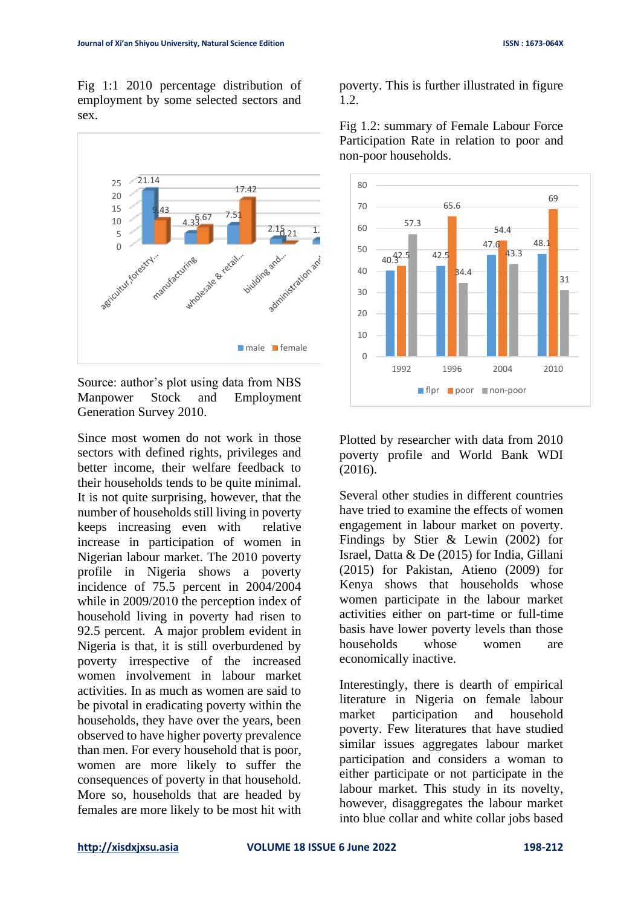Fig 1:1 2010 percentage distribution of employment by some selected sectors and sex.

Source: author's plot using data from NBS Manpower Stock and Employment Generation Survey 2010.

Since most women do not work in those sectors with defined rights, privileges and better income, their welfare feedback to their households tends to be quite minimal. It is not quite surprising, however, that the number of households still living in poverty keeps increasing even with relative increase in participation of women in Nigerian labour market. The 2010 poverty profile in Nigeria shows a poverty incidence of 75.5 percent in 2004/2004 while in 2009/2010 the perception index of household living in poverty had risen to 92.5 percent. A major problem evident in Nigeria is that, it is still overburdened by poverty irrespective of the increased women involvement in labour market activities. In as much as women are said to be pivotal in eradicating poverty within the households, they have over the years, been observed to have higher poverty prevalence than men. For every household that is poor, women are more likely to suffer the consequences of poverty in that household. More so, households that are headed by females are more likely to be most hit with poverty. This is further illustrated in figure 1.2.

Fig 1.2: summary of Female Labour Force Participation Rate in relation to poor and non-poor households.

Plotted by researcher with data from 2010 poverty profile and World Bank WDI (2016).

Several other studies in different countries have tried to examine the effects of women engagement in labour market on poverty. Findings by Stier & Lewin (2002) for Israel, Datta & De (2015) for India, Gillani (2015) for Pakistan, Atieno (2009) for Kenya shows that households whose women participate in the labour market activities either on part-time or full-time basis have lower poverty levels than those households whose women are economically inactive.

Interestingly, there is dearth of empirical literature in Nigeria on female labour market participation and household poverty. Few literatures that have studied similar issues aggregates labour market participation and considers a woman to either participate or not participate in the labour market. This study in its novelty, however, disaggregates the labour market into blue collar and white collar jobs based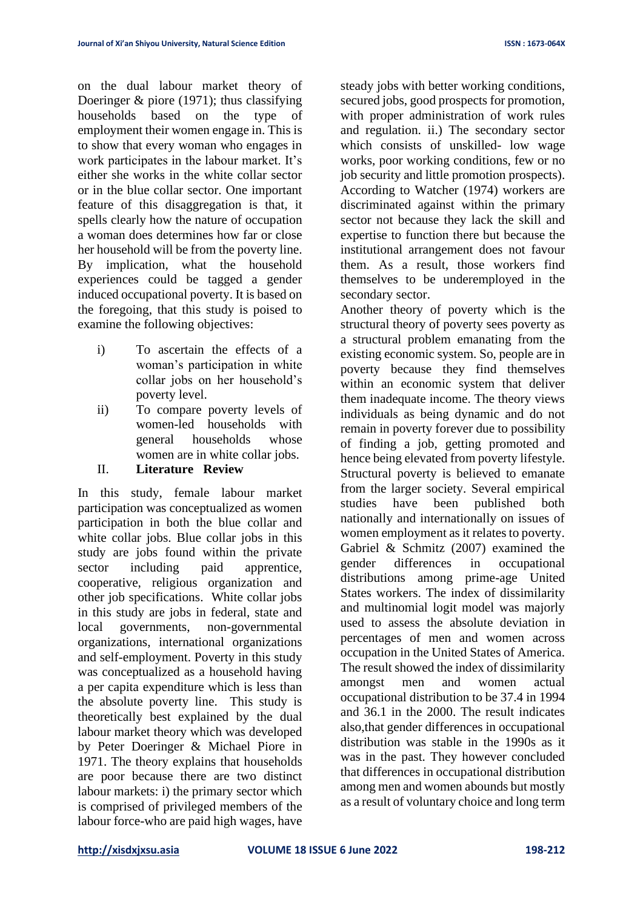on the dual labour market theory of Doeringer & piore (1971); thus classifying households based on the type of employment their women engage in. This is to show that every woman who engages in work participates in the labour market. It's either she works in the white collar sector or in the blue collar sector. One important feature of this disaggregation is that, it spells clearly how the nature of occupation a woman does determines how far or close her household will be from the poverty line. By implication, what the household experiences could be tagged a gender induced occupational poverty. It is based on the foregoing, that this study is poised to examine the following objectives:

i) To ascertain the effects of a woman's participation in white collar jobs on her household's poverty level.

ii) To compare poverty levels of women-led households with general households whose women are in white collar jobs.

## II. Literature Review

In this study, female labour market participation was conceptualized as women participation in both the blue collar and white collar jobs. Blue collar jobs in this study are jobs found within the private sector including paid apprentice, cooperative, religious organization and other job specifications. White collar jobs in this study are jobs in federal, state and local governments, non-governmental organizations, international organizations and self-employment. Poverty in this study was conceptualized as a household having a per capita expenditure which is less than the absolute poverty line. This study is theoretically best explained by the dual labour market theory which was developed by Peter Doeringer & Michael Piore in 1971. The theory explains that households are poor because there are two distinct labour markets: i) the primary sector which is comprised of privileged members of the labour force-who are paid high wages, have steady jobs with better working conditions, secured jobs, good prospects for promotion, with proper administration of work rules and regulation. ii.) The secondary sector which consists of unskilled- low wage works, poor working conditions, few or no job security and little promotion prospects). According to Watcher (1974) workers are discriminated against within the primary sector not because they lack the skill and expertise to function there but because the institutional arrangement does not favour them. As a result, those workers find themselves to be underemployed in the secondary sector.

Another theory of poverty which is the structural theory of poverty sees poverty as a structural problem emanating from the existing economic system. So, people are in poverty because they find themselves within an economic system that deliver them inadequate income. The theory views individuals as being dynamic and do not remain in poverty forever due to possibility of finding a job, getting promoted and hence being elevated from poverty lifestyle. Structural poverty is believed to emanate from the larger society. Several empirical studies have been published both nationally and internationally on issues of women employment as it relates to poverty. Gabriel & Schmitz (2007) examined the gender differences in occupational distributions among prime-age United States workers. The index of dissimilarity and multinomial logit model was majorly used to assess the absolute deviation in percentages of men and women across occupation in the United States of America. The result showed the index of dissimilarity amongst men and women actual occupational distribution to be 37.4 in 1994 and 36.1 in the 2000. The result indicates also,that gender differences in occupational distribution was stable in the 1990s as it was in the past. They however concluded that differences in occupational distribution among men and women abounds but mostly as a result of voluntary choice and long term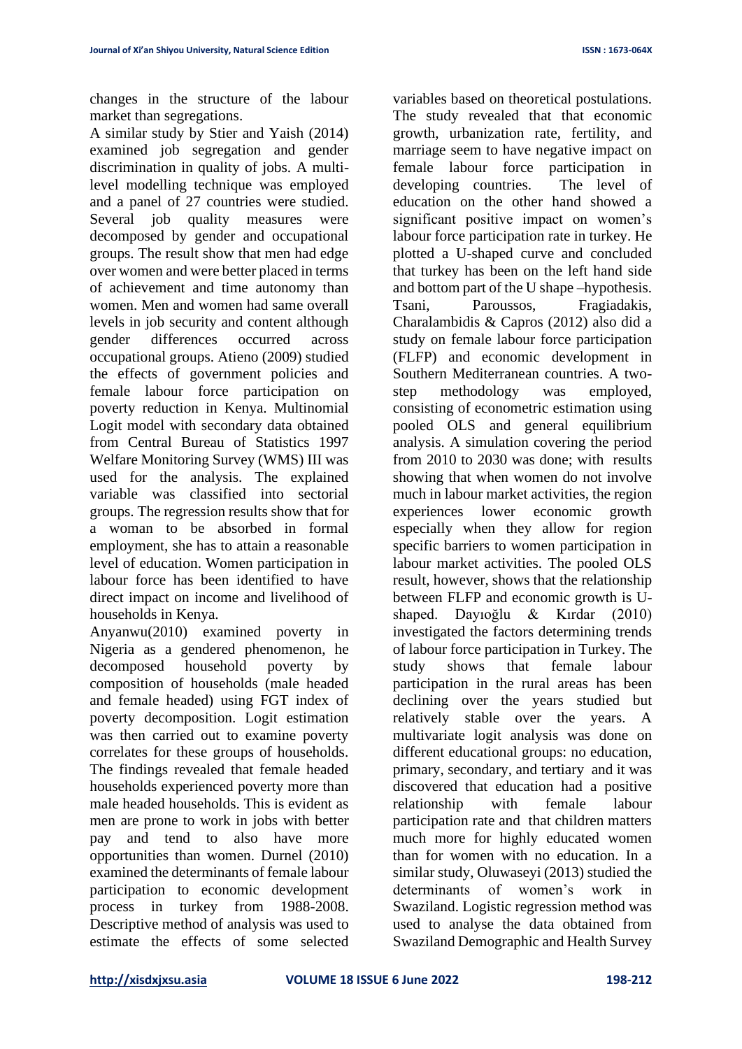changes in the structure of the labour market than segregations.

A similar study by Stier and Yaish (2014) examined job segregation and gender discrimination in quality of jobs. A multi-level modelling technique was employed and a panel of 27 countries were studied. Several job quality measures were decomposed by gender and occupational groups. The result show that men had edge over women and were better placed in terms of achievement and time autonomy than women. Men and women had same overall levels in job security and content although gender differences occurred across occupational groups. Atieno (2009) studied the effects of government policies and female labour force participation on poverty reduction in Kenya. Multinomial Logit model with secondary data obtained from Central Bureau of Statistics 1997 Welfare Monitoring Survey (WMS) III was used for the analysis. The explained variable was classified into sectorial groups. The regression results show that for a woman to be absorbed in formal employment, she has to attain a reasonable level of education. Women participation in labour force has been identified to have direct impact on income and livelihood of households in Kenya.

Anyanwu(2010) examined poverty in Nigeria as a gendered phenomenon, he decomposed household poverty by composition of households (male headed and female headed) using FGT index of poverty decomposition. Logit estimation was then carried out to examine poverty correlates for these groups of households. The findings revealed that female headed households experienced poverty more than male headed households. This is evident as men are prone to work in jobs with better pay and tend to also have more opportunities than women. Durnel (2010) examined the determinants of female labour participation to economic development process in turkey from 1988-2008. Descriptive method of analysis was used to estimate the effects of some selected variables based on theoretical postulations. The study revealed that that economic growth, urbanization rate, fertility, and marriage seem to have negative impact on female labour force participation in developing countries. The level of education on the other hand showed a significant positive impact on women's labour force participation rate in turkey. He plotted a U-shaped curve and concluded that turkey has been on the left hand side and bottom part of the U shape –hypothesis. Tsani, Paroussos, Fragiadakis, Charalambidis & Capros (2012) also did a study on female labour force participation (FLFP) and economic development in Southern Mediterranean countries. A two-step methodology was employed, consisting of econometric estimation using pooled OLS and general equilibrium analysis. A simulation covering the period from 2010 to 2030 was done; with results showing that when women do not involve much in labour market activities, the region experiences lower economic growth especially when they allow for region specific barriers to women participation in labour market activities. The pooled OLS result, however, shows that the relationship between FLFP and economic growth is U-shaped. Dayıoğlu & Kırdar (2010) investigated the factors determining trends of labour force participation in Turkey. The study shows that female labour participation in the rural areas has been declining over the years studied but relatively stable over the years. A multivariate logit analysis was done on different educational groups: no education, primary, secondary, and tertiary and it was discovered that education had a positive relationship with female labour participation rate and that children matters much more for highly educated women than for women with no education. In a similar study, Oluwaseyi (2013) studied the determinants of women's work in Swaziland. Logistic regression method was used to analyse the data obtained from Swaziland Demographic and Health Survey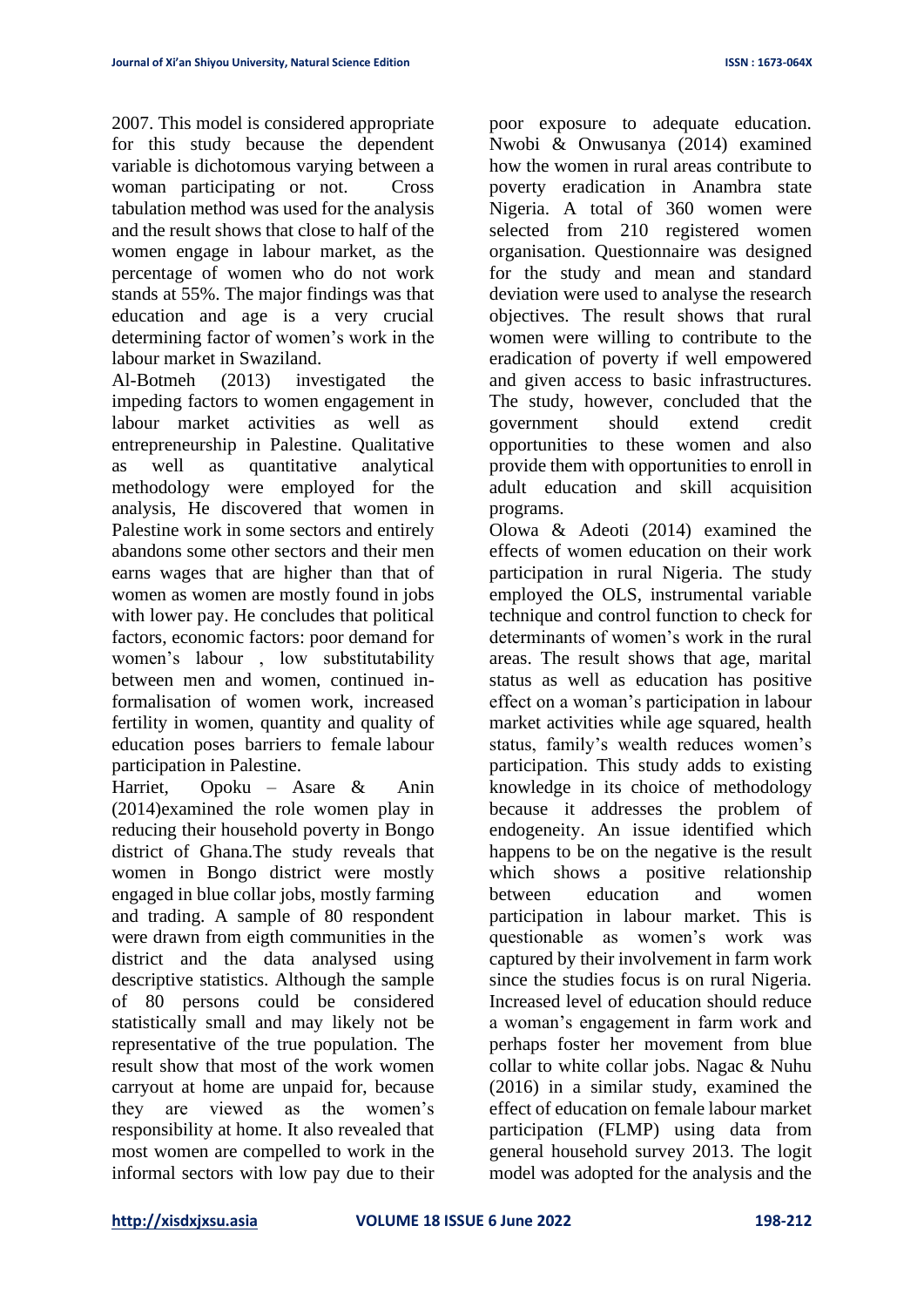2007. This model is considered appropriate for this study because the dependent variable is dichotomous varying between a woman participating or not. Cross tabulation method was used for the analysis and the result shows that close to half of the women engage in labour market, as the percentage of women who do not work stands at 55%. The major findings was that education and age is a very crucial determining factor of women's work in the labour market in Swaziland.

Al-Botmeh (2013) investigated the impeding factors to women engagement in labour market activities as well as entrepreneurship in Palestine. Qualitative as well as quantitative analytical methodology were employed for the analysis, He discovered that women in Palestine work in some sectors and entirely abandons some other sectors and their men earns wages that are higher than that of women as women are mostly found in jobs with lower pay. He concludes that political factors, economic factors: poor demand for women's labour , low substitutability between men and women, continued in-formalisation of women work, increased fertility in women, quantity and quality of education poses barriers to female labour participation in Palestine.

Harriet, Opoku – Asare & Anin (2014)examined the role women play in reducing their household poverty in Bongo district of Ghana.The study reveals that women in Bongo district were mostly engaged in blue collar jobs, mostly farming and trading. A sample of 80 respondent were drawn from eigth communities in the district and the data analysed using descriptive statistics. Although the sample of 80 persons could be considered statistically small and may likely not be representative of the true population. The result show that most of the work women carryout at home are unpaid for, because they are viewed as the women's responsibility at home. It also revealed that most women are compelled to work in the informal sectors with low pay due to their poor exposure to adequate education. Nwobi & Onwusanya (2014) examined how the women in rural areas contribute to poverty eradication in Anambra state Nigeria. A total of 360 women were selected from 210 registered women organisation. Questionnaire was designed for the study and mean and standard deviation were used to analyse the research objectives. The result shows that rural women were willing to contribute to the eradication of poverty if well empowered and given access to basic infrastructures. The study, however, concluded that the government should extend credit opportunities to these women and also provide them with opportunities to enroll in adult education and skill acquisition programs.

Olowa & Adeoti (2014) examined the effects of women education on their work participation in rural Nigeria. The study employed the OLS, instrumental variable technique and control function to check for determinants of women's work in the rural areas. The result shows that age, marital status as well as education has positive effect on a woman's participation in labour market activities while age squared, health status, family's wealth reduces women's participation. This study adds to existing knowledge in its choice of methodology because it addresses the problem of endogeneity. An issue identified which happens to be on the negative is the result which shows a positive relationship between education and women participation in labour market. This is questionable as women's work was captured by their involvement in farm work since the studies focus is on rural Nigeria. Increased level of education should reduce a woman's engagement in farm work and perhaps foster her movement from blue collar to white collar jobs. Nagac & Nuhu (2016) in a similar study, examined the effect of education on female labour market participation (FLMP) using data from general household survey 2013. The logit model was adopted for the analysis and the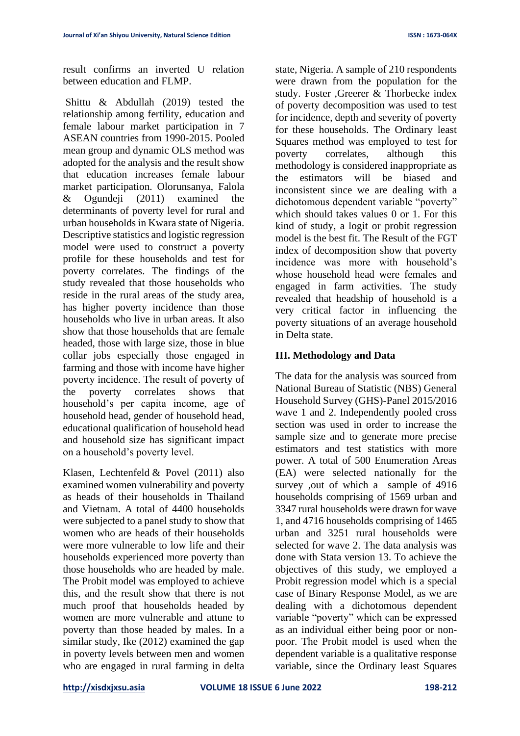result confirms an inverted U relation between education and FLMP.

Shittu & Abdullah (2019) tested the relationship among fertility, education and female labour market participation in 7 ASEAN countries from 1990-2015. Pooled mean group and dynamic OLS method was adopted for the analysis and the result show that education increases female labour market participation. Olorunsanya, Falola & Ogundeji (2011) examined the determinants of poverty level for rural and urban households in Kwara state of Nigeria. Descriptive statistics and logistic regression model were used to construct a poverty profile for these households and test for poverty correlates. The findings of the study revealed that those households who reside in the rural areas of the study area, has higher poverty incidence than those households who live in urban areas. It also show that those households that are female headed, those with large size, those in blue collar jobs especially those engaged in farming and those with income have higher poverty incidence. The result of poverty of the poverty correlates shows that household's per capita income, age of household head, gender of household head, educational qualification of household head and household size has significant impact on a household's poverty level.

Klasen, Lechtenfeld & Povel (2011) also examined women vulnerability and poverty as heads of their households in Thailand and Vietnam. A total of 4400 households were subjected to a panel study to show that women who are heads of their households were more vulnerable to low life and their households experienced more poverty than those households who are headed by male. The Probit model was employed to achieve this, and the result show that there is not much proof that households headed by women are more vulnerable and attune to poverty than those headed by males. In a similar study, Ike (2012) examined the gap in poverty levels between men and women who are engaged in rural farming in delta state, Nigeria. A sample of 210 respondents were drawn from the population for the study. Foster ,Greerer & Thorbecke index of poverty decomposition was used to test for incidence, depth and severity of poverty for these households. The Ordinary least Squares method was employed to test for poverty correlates, although this methodology is considered inappropriate as the estimators will be biased and inconsistent since we are dealing with a dichotomous dependent variable "poverty" which should takes values 0 or 1. For this kind of study, a logit or probit regression model is the best fit. The Result of the FGT index of decomposition show that poverty incidence was more with household's whose household head were females and engaged in farm activities. The study revealed that headship of household is a very critical factor in influencing the poverty situations of an average household in Delta state.

## III. Methodology and Data

The data for the analysis was sourced from National Bureau of Statistic (NBS) General Household Survey (GHS)-Panel 2015/2016 wave 1 and 2. Independently pooled cross section was used in order to increase the sample size and to generate more precise estimators and test statistics with more power. A total of 500 Enumeration Areas (EA) were selected nationally for the survey ,out of which a sample of 4916 households comprising of 1569 urban and 3347 rural households were drawn for wave 1, and 4716 households comprising of 1465 urban and 3251 rural households were selected for wave 2. The data analysis was done with Stata version 13. To achieve the objectives of this study, we employed a Probit regression model which is a special case of Binary Response Model, as we are dealing with a dichotomous dependent variable "poverty" which can be expressed as an individual either being poor or non-poor. The Probit model is used when the dependent variable is a qualitative response variable, since the Ordinary least Squares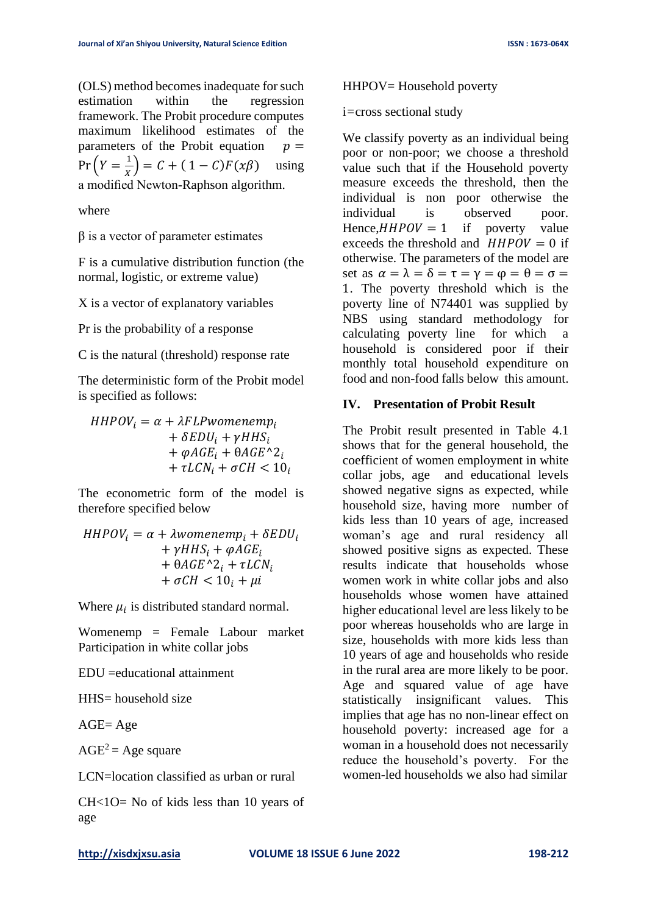(OLS) method becomes inadequate for such estimation within the regression framework. The Probit procedure computes maximum likelihood estimates of the parameters of the Probit equation $p = \Pr\left(Y = \frac{1}{X}\right) = C + (1 - C)F(x\beta)$ using a modified Newton-Raphson algorithm.

where

β is a vector of parameter estimates

F is a cumulative distribution function (the normal, logistic, or extreme value)

X is a vector of explanatory variables

Pr is the probability of a response

C is the natural (threshold) response rate

The deterministic form of the Probit model is specified as follows:

$$
\begin{aligned}
HHPOV_i = \alpha + \lambda FLPwomenemp_i \\
+ \delta EDU_i + \gamma HHS_i \\
+ \varphi AGE_i + \theta AGE\hat{}2_i \\
+ \tau LCN_i + \sigma CH < 10_i
\end{aligned}
$$

The econometric form of the model is therefore specified below

$$
\begin{aligned}
HHPOV_i = \alpha + \lambda womenemp_i + \delta EDU_i \\
+ \gamma HHS_i + \varphi AGE_i \\
+ \theta AGE\hat{}2_i + \tau LCN_i \\
+ \sigma CH < 10_i + \mu i
\end{aligned}
$$

Where $\mu_i$ is distributed standard normal.

Womenemp = Female Labour market Participation in white collar jobs

EDU =educational attainment

HHS= household size

AGE= Age

$AGE^2$ = Age square

LCN=location classified as urban or rural

CH<1O= No of kids less than 10 years of age

HHPOV= Household poverty

i=cross sectional study

We classify poverty as an individual being poor or non-poor; we choose a threshold value such that if the Household poverty measure exceeds the threshold, then the individual is non poor otherwise the individual is observed poor. Hence,$HHPOV = 1$ if poverty value exceeds the threshold and $HHPOV = 0$ if otherwise. The parameters of the model are set as $\alpha = \lambda = \delta = \tau = \gamma = \varphi = \theta = \sigma = 1$. The poverty threshold which is the poverty line of N74401 was supplied by NBS using standard methodology for calculating poverty line for which a household is considered poor if their monthly total household expenditure on food and non-food falls below this amount.

## IV. Presentation of Probit Result

The Probit result presented in Table 4.1 shows that for the general household, the coefficient of women employment in white collar jobs, age and educational levels showed negative signs as expected, while household size, having more number of kids less than 10 years of age, increased woman's age and rural residency all showed positive signs as expected. These results indicate that households whose women work in white collar jobs and also households whose women have attained higher educational level are less likely to be poor whereas households who are large in size, households with more kids less than 10 years of age and households who reside in the rural area are more likely to be poor. Age and squared value of age have statistically insignificant values. This implies that age has no non-linear effect on household poverty: increased age for a woman in a household does not necessarily reduce the household's poverty. For the women-led households we also had similar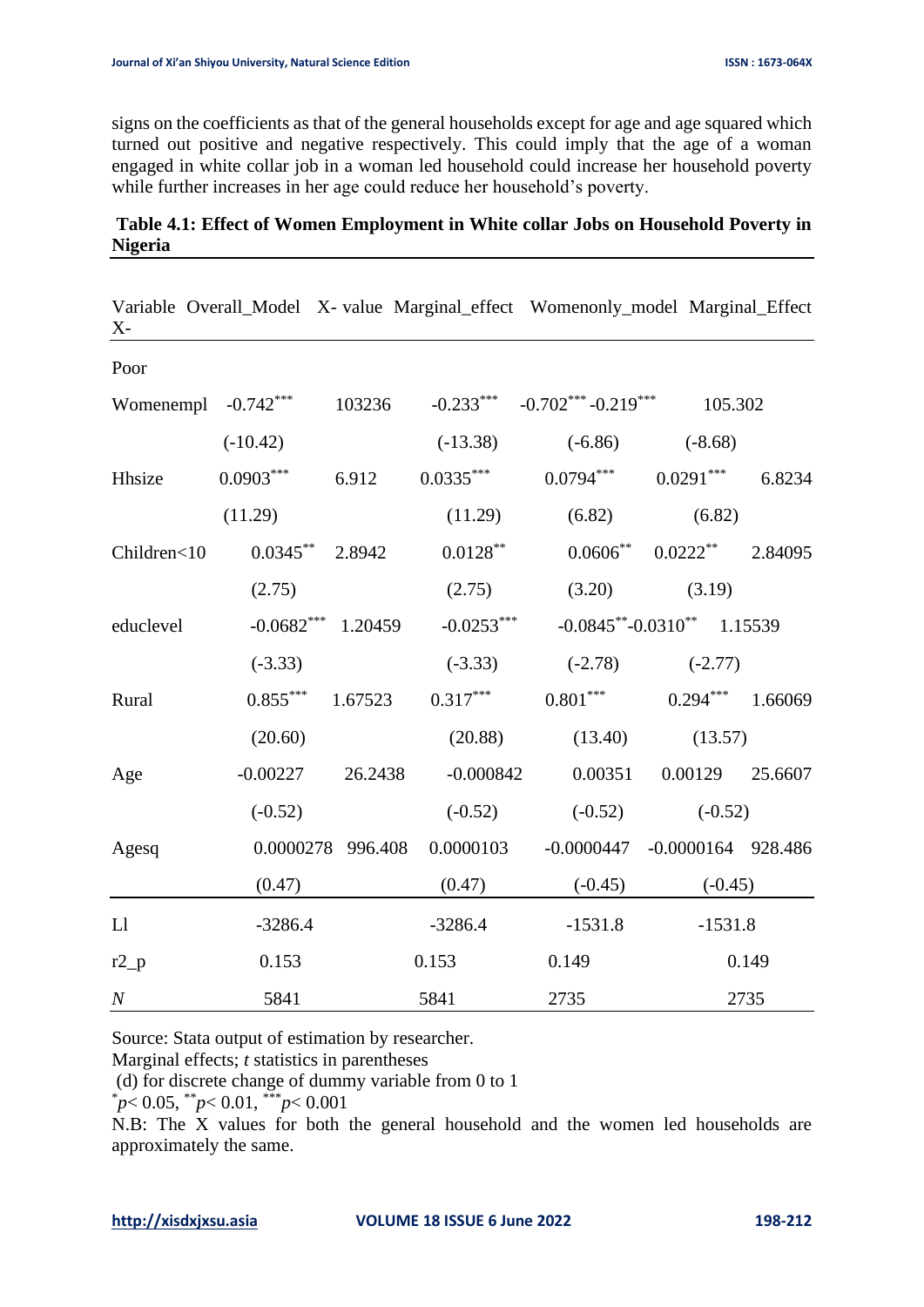signs on the coefficients as that of the general households except for age and age squared which turned out positive and negative respectively. This could imply that the age of a woman engaged in white collar job in a woman led household could increase her household poverty while further increases in her age could reduce her household's poverty.

**Table 4.1: Effect of Women Employment in White collar Jobs on Household Poverty in Nigeria**

| Variable | Overall_Model | X- value | Marginal_effect | Womenonly_model | Marginal_Effect | X- |
|---|---|---|---|---|---|---|
| Poor | | | | | | |
| Womenempl | -0.742*** | 103236 | -0.233*** | -0.702*** | -0.219*** | 105.302 |
| | (-10.42) | | (-13.38) | (-6.86) | (-8.68) | |
| Hhsize | 0.0903*** | 6.912 | 0.0335*** | 0.0794*** | 0.0291*** | 6.8234 |
| | (11.29) | | (11.29) | (6.82) | (6.82) | |
| Children<10 | 0.0345** | 2.8942 | 0.0128** | 0.0606** | 0.0222** | 2.84095 |
| | (2.75) | | (2.75) | (3.20) | (3.19) | |
| educlevel | -0.0682*** | 1.20459 | -0.0253*** | -0.0845** | -0.0310** | 1.15539 |
| | (-3.33) | | (-3.33) | (-2.78) | (-2.77) | |
| Rural | 0.855*** | 1.67523 | 0.317*** | 0.801*** | 0.294*** | 1.66069 |
| | (20.60) | | (20.88) | (13.40) | (13.57) | |
| Age | -0.00227 | 26.2438 | -0.000842 | 0.00351 | 0.00129 | 25.6607 |
| | (-0.52) | | (-0.52) | (-0.52) | (-0.52) | |
| Agesq | 0.0000278 | 996.408 | 0.0000103 | -0.0000447 | -0.0000164 | 928.486 |
| | (0.47) | | (0.47) | (-0.45) | (-0.45) | |
| Ll | -3286.4 | | -3286.4 | -1531.8 | -1531.8 | |
| r2_p | 0.153 | | 0.153 | 0.149 | 0.149 | |
| *N* | 5841 | | 5841 | 2735 | 2735 | |

Source: Stata output of estimation by researcher.
Marginal effects; *t* statistics in parentheses
(d) for discrete change of dummy variable from 0 to 1
$^{*}p< 0.05$, $^{**}p< 0.01$, $^{***}p< 0.001$
N.B: The X values for both the general household and the women led households are approximately the same.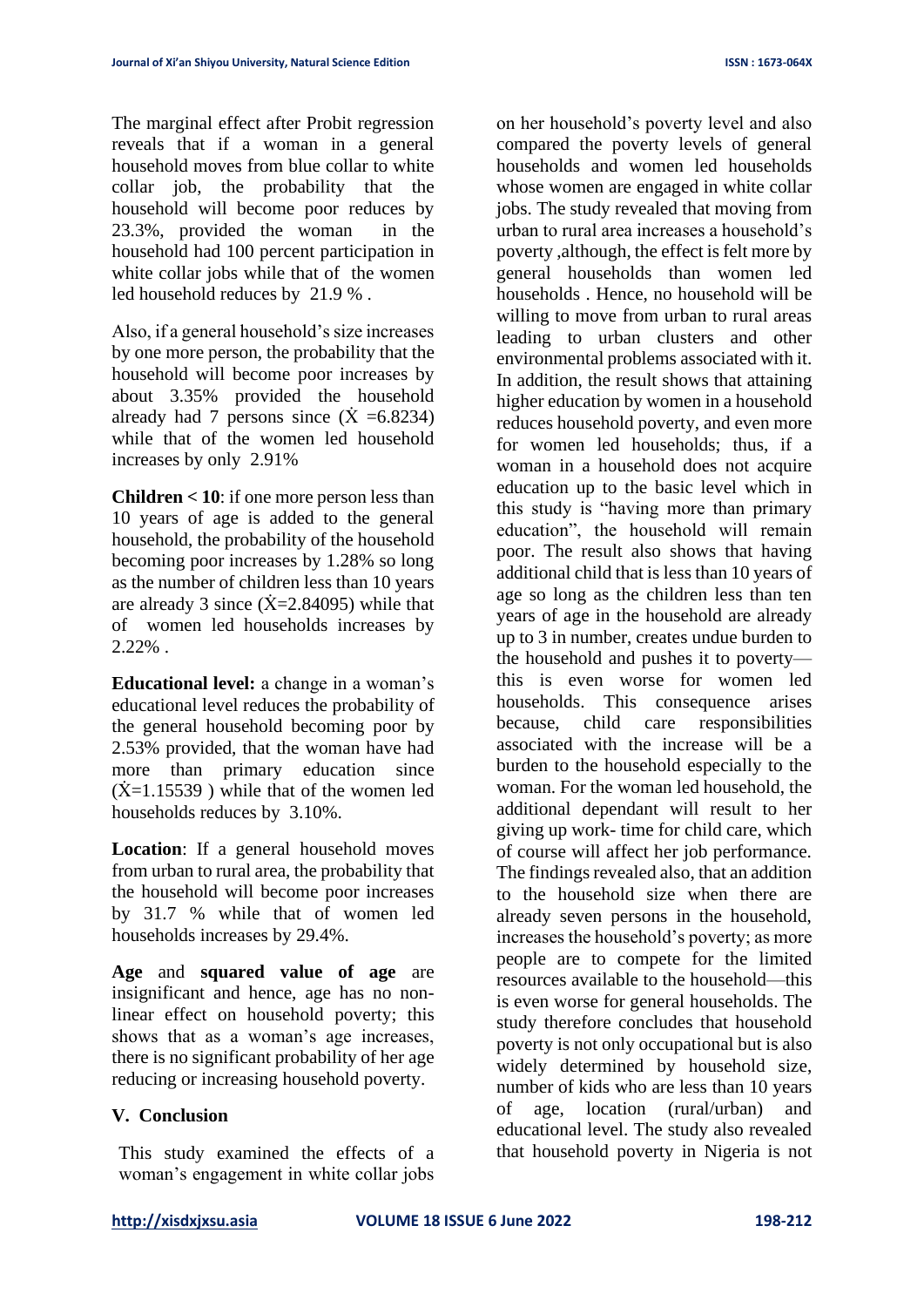The marginal effect after Probit regression reveals that if a woman in a general household moves from blue collar to white collar job, the probability that the household will become poor reduces by 23.3%, provided the woman in the household had 100 percent participation in white collar jobs while that of the women led household reduces by 21.9 % .

Also, if a general household's size increases by one more person, the probability that the household will become poor increases by about 3.35% provided the household already had 7 persons since ($\dot{X}$ =6.8234) while that of the women led household increases by only 2.91%

**Children < 10**: if one more person less than 10 years of age is added to the general household, the probability of the household becoming poor increases by 1.28% so long as the number of children less than 10 years are already 3 since ($\dot{X}$=2.84095) while that of women led households increases by 2.22% .

**Educational level:** a change in a woman's educational level reduces the probability of the general household becoming poor by 2.53% provided, that the woman have had more than primary education since ($\dot{X}$=1.15539 ) while that of the women led households reduces by 3.10%.

**Location**: If a general household moves from urban to rural area, the probability that the household will become poor increases by 31.7 % while that of women led households increases by 29.4%.

**Age** and **squared value of age** are insignificant and hence, age has no non-linear effect on household poverty; this shows that as a woman's age increases, there is no significant probability of her age reducing or increasing household poverty.

## V. Conclusion

This study examined the effects of a woman's engagement in white collar jobs on her household's poverty level and also compared the poverty levels of general households and women led households whose women are engaged in white collar jobs. The study revealed that moving from urban to rural area increases a household's poverty ,although, the effect is felt more by general households than women led households . Hence, no household will be willing to move from urban to rural areas leading to urban clusters and other environmental problems associated with it. In addition, the result shows that attaining higher education by women in a household reduces household poverty, and even more for women led households; thus, if a woman in a household does not acquire education up to the basic level which in this study is "having more than primary education", the household will remain poor. The result also shows that having additional child that is less than 10 years of age so long as the children less than ten years of age in the household are already up to 3 in number, creates undue burden to the household and pushes it to poverty—this is even worse for women led households. This consequence arises because, child care responsibilities associated with the increase will be a burden to the household especially to the woman. For the woman led household, the additional dependant will result to her giving up work- time for child care, which of course will affect her job performance. The findings revealed also, that an addition to the household size when there are already seven persons in the household, increases the household's poverty; as more people are to compete for the limited resources available to the household—this is even worse for general households. The study therefore concludes that household poverty is not only occupational but is also widely determined by household size, number of kids who are less than 10 years of age, location (rural/urban) and educational level. The study also revealed that household poverty in Nigeria is not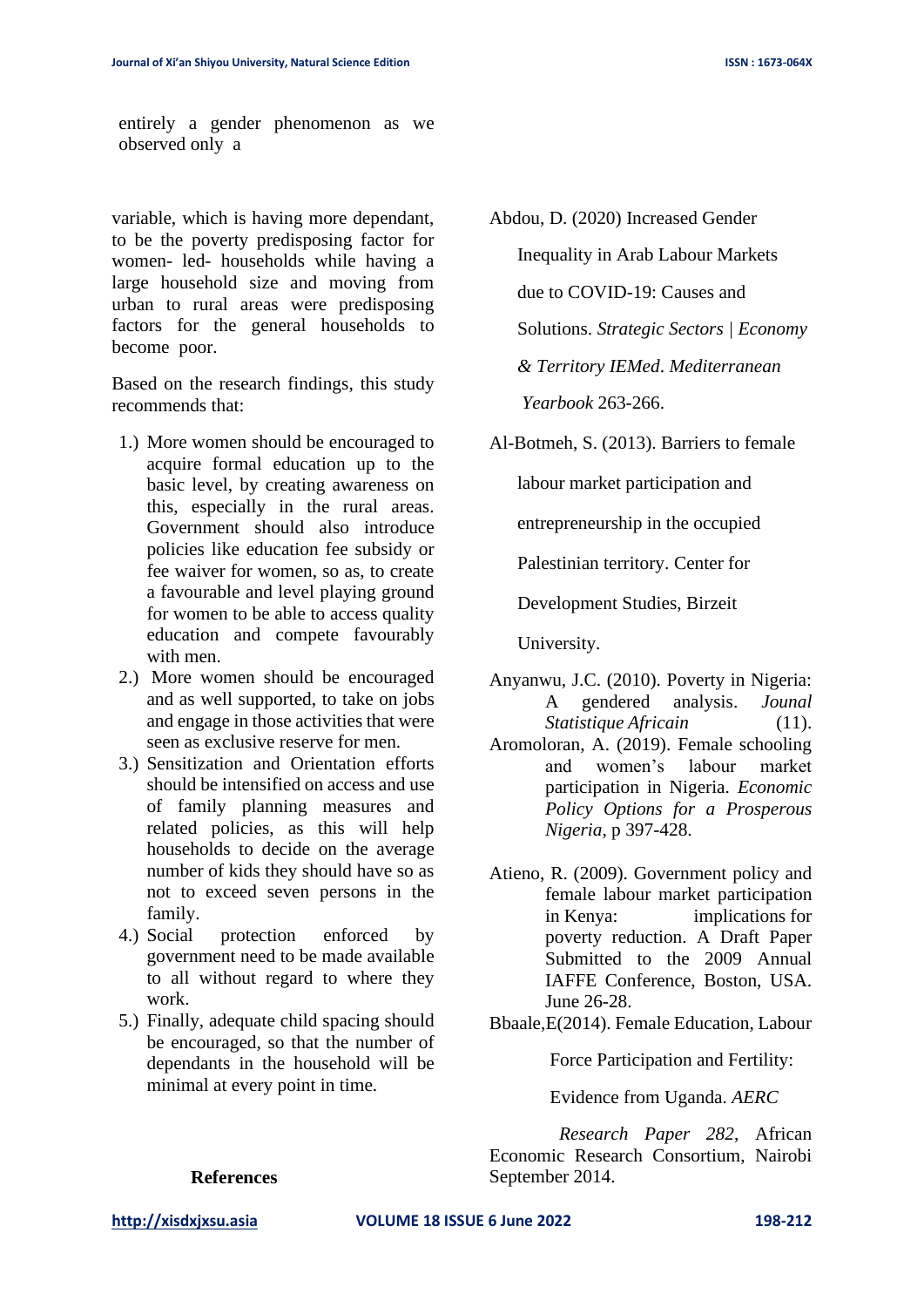entirely a gender phenomenon as we observed only a

variable, which is having more dependant, to be the poverty predisposing factor for women- led- households while having a large household size and moving from urban to rural areas were predisposing factors for the general households to become poor.

Based on the research findings, this study recommends that:

1.) More women should be encouraged to acquire formal education up to the basic level, by creating awareness on this, especially in the rural areas. Government should also introduce policies like education fee subsidy or fee waiver for women, so as, to create a favourable and level playing ground for women to be able to access quality education and compete favourably with men.
2.) More women should be encouraged and as well supported, to take on jobs and engage in those activities that were seen as exclusive reserve for men.
3.) Sensitization and Orientation efforts should be intensified on access and use of family planning measures and related policies, as this will help households to decide on the average number of kids they should have so as not to exceed seven persons in the family.
4.) Social protection enforced by government need to be made available to all without regard to where they work.
5.) Finally, adequate child spacing should be encouraged, so that the number of dependants in the household will be minimal at every point in time.

**References**

Abdou, D. (2020) Increased Gender Inequality in Arab Labour Markets due to COVID-19: Causes and Solutions. *Strategic Sectors | Economy & Territory IEMed*. *Mediterranean Yearbook* 263-266.

Al-Botmeh, S. (2013). Barriers to female labour market participation and entrepreneurship in the occupied Palestinian territory. Center for Development Studies, Birzeit University.

Anyanwu, J.C. (2010). Poverty in Nigeria: A gendered analysis. *Jounal Statistique Africain* (11).

Aromoloran, A. (2019). Female schooling and women's labour market participation in Nigeria. *Economic Policy Options for a Prosperous Nigeria*, p 397-428.

Atieno, R. (2009). Government policy and female labour market participation in Kenya: implications for poverty reduction. A Draft Paper Submitted to the 2009 Annual IAFFE Conference, Boston, USA. June 26-28.

Bbaale,E(2014). Female Education, Labour Force Participation and Fertility: Evidence from Uganda. *AERC Research Paper 282*, African Economic Research Consortium, Nairobi September 2014.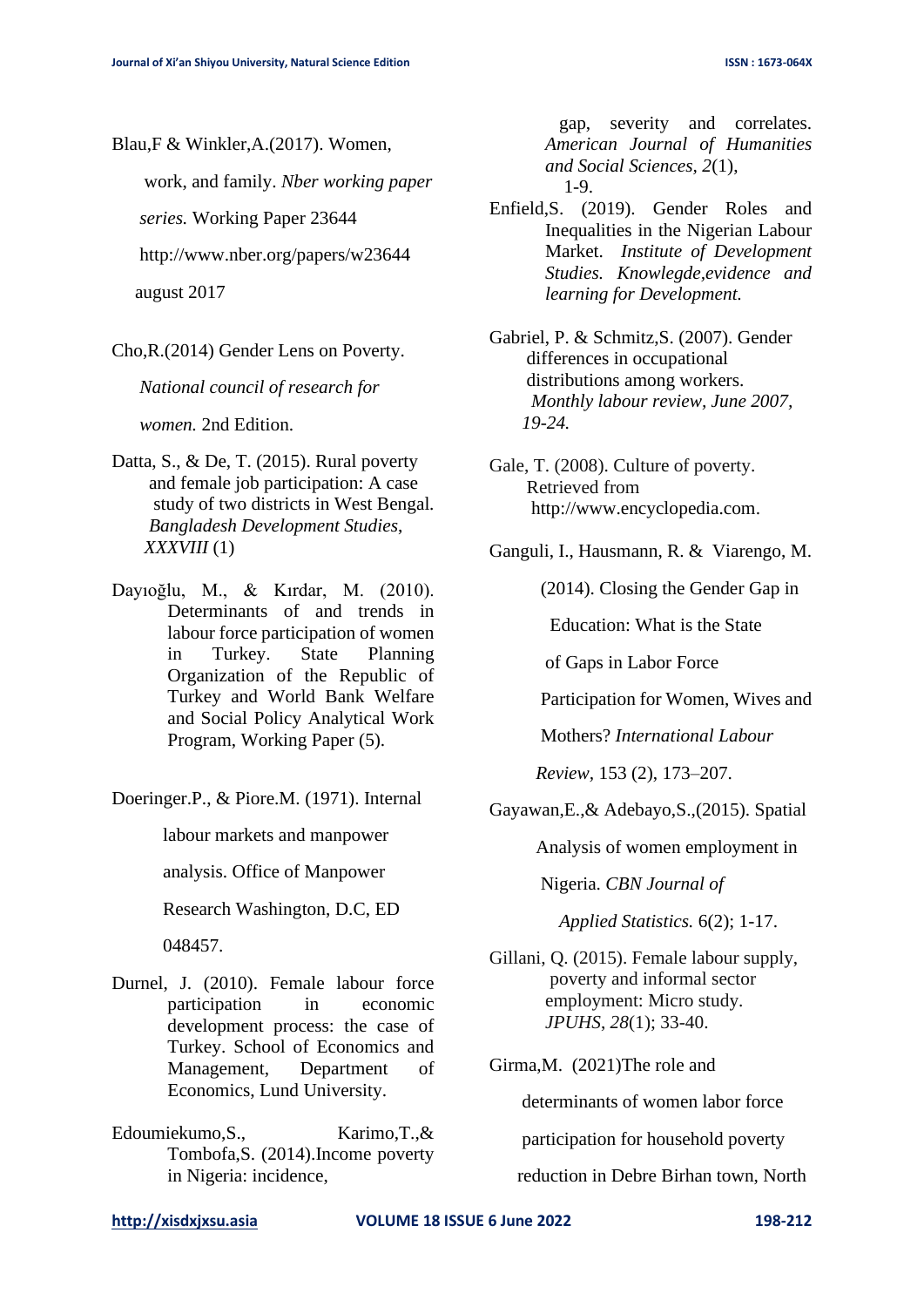Blau,F & Winkler,A.(2017). Women, work, and family. *Nber working paper series.* Working Paper 23644 http://www.nber.org/papers/w23644 august 2017

Cho,R.(2014) Gender Lens on Poverty. *National council of research for women.* 2nd Edition.

Datta, S., & De, T. (2015). Rural poverty and female job participation: A case study of two districts in West Bengal. *Bangladesh Development Studies*, *XXXVIII* (1)

Dayıoğlu, M., & Kırdar, M. (2010). Determinants of and trends in labour force participation of women in Turkey. State Planning Organization of the Republic of Turkey and World Bank Welfare and Social Policy Analytical Work Program, Working Paper (5).

Doeringer.P., & Piore.M. (1971). Internal labour markets and manpower analysis. Office of Manpower Research Washington, D.C, ED 048457.

Durnel, J. (2010). Female labour force participation in economic development process: the case of Turkey. School of Economics and Management, Department of Economics, Lund University.

Edoumiekumo,S., Karimo,T.,& Tombofa,S. (2014).Income poverty in Nigeria: incidence, gap, severity and correlates. *American Journal of Humanities and Social Sciences, 2*(1), 1-9.

Enfield,S. (2019). Gender Roles and Inequalities in the Nigerian Labour Market. *Institute of Development Studies. Knowlegde,evidence and learning for Development.*

Gabriel, P. & Schmitz,S. (2007). Gender differences in occupational distributions among workers. *Monthly labour review, June 2007, 19-24.*

Gale, T. (2008). Culture of poverty. Retrieved from http://www.encyclopedia.com.

Ganguli, I., Hausmann, R. & Viarengo, M. (2014). Closing the Gender Gap in Education: What is the State of Gaps in Labor Force Participation for Women, Wives and Mothers? *International Labour Review*, 153 (2), 173–207.

Gayawan,E.,& Adebayo,S.,(2015). Spatial Analysis of women employment in Nigeria. *CBN Journal of Applied Statistics.* 6(2); 1-17.

Gillani, Q. (2015). Female labour supply, poverty and informal sector employment: Micro study. *JPUHS*, *28*(1); 33-40.

Girma,M. (2021)The role and determinants of women labor force participation for household poverty reduction in Debre Birhan town, North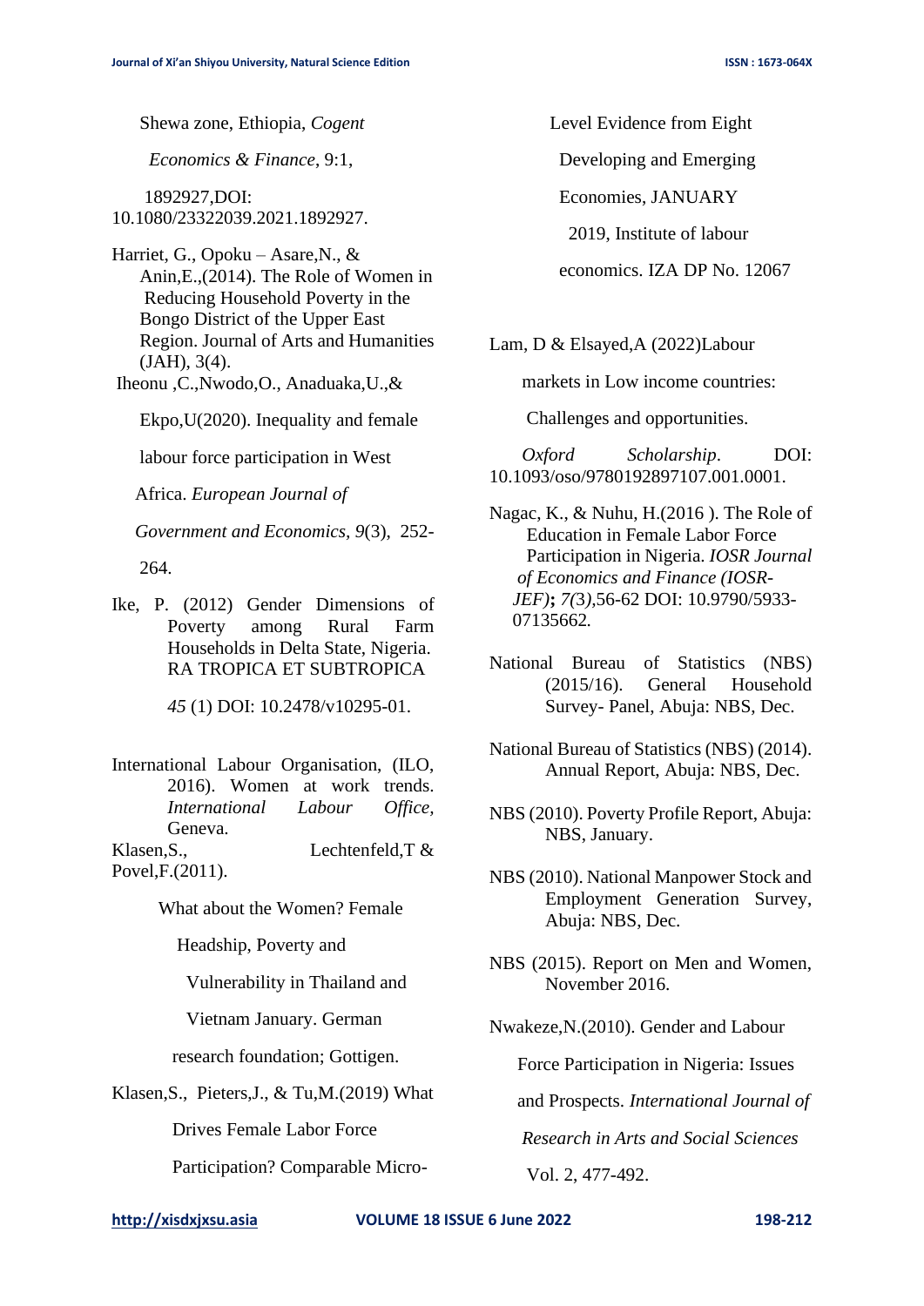Shewa zone, Ethiopia, *Cogent Economics & Finance*, 9:1, 1892927,DOI: 10.1080/23322039.2021.1892927.

Harriet, G., Opoku – Asare,N., & Anin,E.,(2014). The Role of Women in Reducing Household Poverty in the Bongo District of the Upper East Region. Journal of Arts and Humanities (JAH), 3(4).

Iheonu ,C.,Nwodo,O., Anaduaka,U.,& Ekpo,U(2020). Inequality and female labour force participation in West Africa. *European Journal of Government and Economics, 9*(3), 252-264.

Ike, P. (2012) Gender Dimensions of Poverty among Rural Farm Households in Delta State, Nigeria. RA TROPICA ET SUBTROPICA *45* (1) DOI: 10.2478/v10295-01.

International Labour Organisation, (ILO, 2016). Women at work trends. *International Labour Office,* Geneva.

Klasen,S., Lechtenfeld,T & Povel,F.(2011). What about the Women? Female Headship, Poverty and Vulnerability in Thailand and Vietnam January. German research foundation; Gottigen.

Klasen,S., Pieters,J., & Tu,M.(2019) What Drives Female Labor Force Participation? Comparable Micro-Level Evidence from Eight Developing and Emerging Economies, JANUARY 2019, Institute of labour economics. IZA DP No. 12067

Lam, D & Elsayed,A (2022)Labour markets in Low income countries: Challenges and opportunities. *Oxford Scholarship*. DOI: 10.1093/oso/9780192897107.001.0001.

Nagac, K., & Nuhu, H.(2016 ). The Role of Education in Female Labor Force Participation in Nigeria. *IOSR Journal of Economics and Finance (IOSR-JEF)***;** *7(*3*),*56-62 DOI: 10.9790/5933-07135662*.*

National Bureau of Statistics (NBS) (2015/16). General Household Survey- Panel, Abuja: NBS, Dec.

National Bureau of Statistics (NBS) (2014). Annual Report, Abuja: NBS, Dec.

NBS (2010). Poverty Profile Report, Abuja: NBS, January.

NBS (2010). National Manpower Stock and Employment Generation Survey, Abuja: NBS, Dec.

NBS (2015). Report on Men and Women, November 2016.

Nwakeze,N.(2010). Gender and Labour Force Participation in Nigeria: Issues and Prospects. *International Journal of Research in Arts and Social Sciences* Vol. 2, 477-492.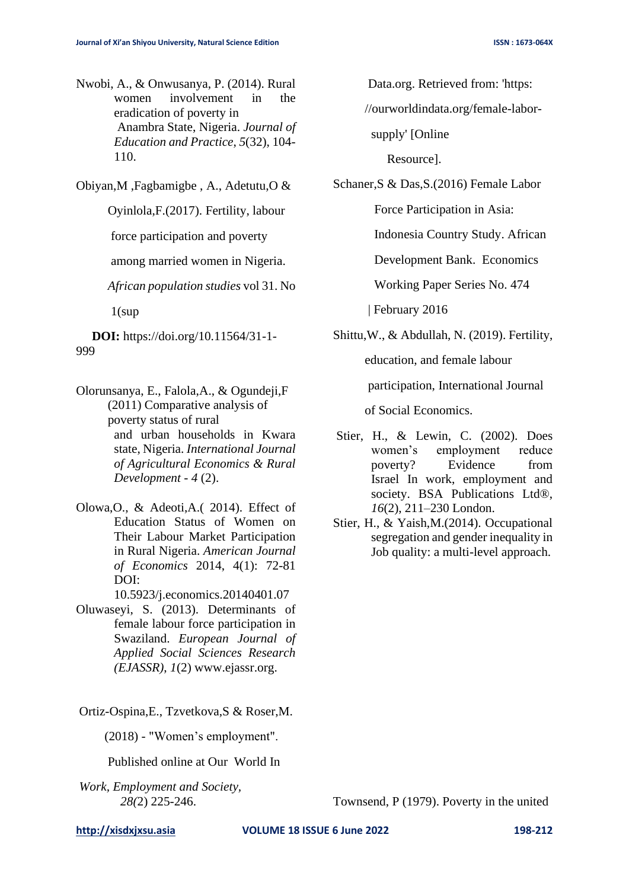Nwobi, A., & Onwusanya, P. (2014). Rural women involvement in the eradication of poverty in Anambra State, Nigeria. *Journal of Education and Practice*, *5*(32), 104-110.

Obiyan,M ,Fagbamigbe , A., Adetutu,O & Oyinlola,F.(2017). Fertility, labour force participation and poverty among married women in Nigeria. *African population studies* vol 31. No 1(sup

**DOI:** https://doi.org/10.11564/31-1-999

Olorunsanya, E., Falola,A., & Ogundeji,F (2011) Comparative analysis of poverty status of rural and urban households in Kwara state, Nigeria. *International Journal of Agricultural Economics & Rural Development - 4* (2).

Olowa,O., & Adeoti,A.( 2014). Effect of Education Status of Women on Their Labour Market Participation in Rural Nigeria. *American Journal of Economics* 2014, 4(1): 72-81 DOI: 10.5923/j.economics.20140401.07

Oluwaseyi, S. (2013). Determinants of female labour force participation in Swaziland. *European Journal of Applied Social Sciences Research (EJASSR)*, *1*(2) www.ejassr.org.

Ortiz-Ospina,E., Tzvetkova,S & Roser,M. (2018) - "Women's employment". Published online at Our World In Data.org. Retrieved from: 'https: //ourworldindata.org/female-labor-supply' [Online Resource].

Schaner,S & Das,S.(2016) Female Labor Force Participation in Asia: Indonesia Country Study. African Development Bank. Economics Working Paper Series No. 474 | February 2016

Shittu,W., & Abdullah, N. (2019). Fertility, education, and female labour participation, International Journal of Social Economics.

Stier, H., & Lewin, C. (2002). Does women's employment reduce poverty? Evidence from Israel In work, employment and society. BSA Publications Ltd®, *16*(2), 211–230 London.

Stier, H., & Yaish,M.(2014). Occupational segregation and gender inequality in Job quality: a multi-level approach. *Work, Employment and Society*, *28(*2) 225-246.

Townsend, P (1979). Poverty in the united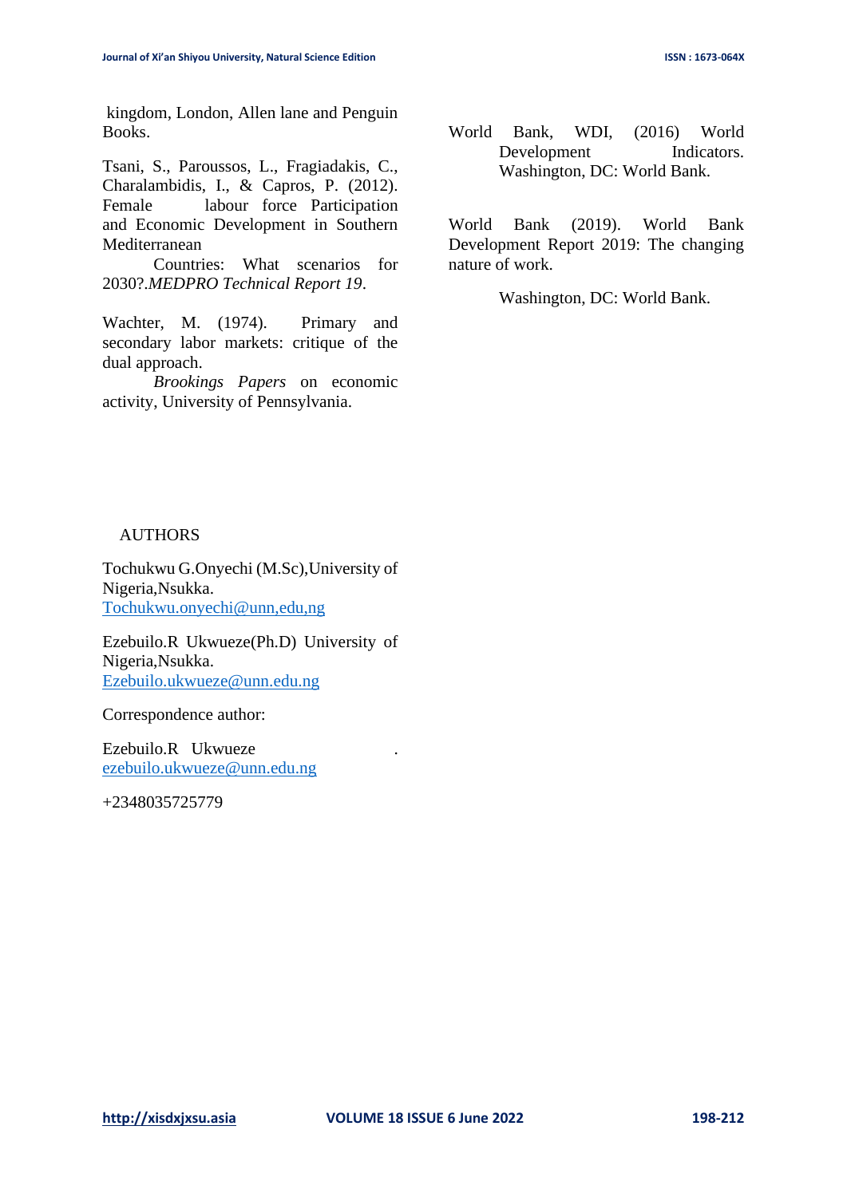kingdom, London, Allen lane and Penguin Books.

Tsani, S., Paroussos, L., Fragiadakis, C., Charalambidis, I., & Capros, P. (2012). Female labour force Participation and Economic Development in Southern Mediterranean Countries: What scenarios for 2030?.*MEDPRO Technical Report 19*.

Wachter, M. (1974). Primary and secondary labor markets: critique of the dual approach. *Brookings Papers* on economic activity, University of Pennsylvania.

World Bank, WDI, (2016) World Development Indicators. Washington, DC: World Bank.

World Bank (2019). World Bank Development Report 2019: The changing nature of work. Washington, DC: World Bank.

AUTHORS

Tochukwu G.Onyechi (M.Sc),University of Nigeria,Nsukka.
Tochukwu.onyechi@unn,edu,ng

Ezebuilo.R Ukwueze(Ph.D) University of Nigeria,Nsukka.
Ezebuilo.ukwueze@unn.edu.ng

Correspondence author:

Ezebuilo.R Ukwueze .
ezebuilo.ukwueze@unn.edu.ng

+2348035725779